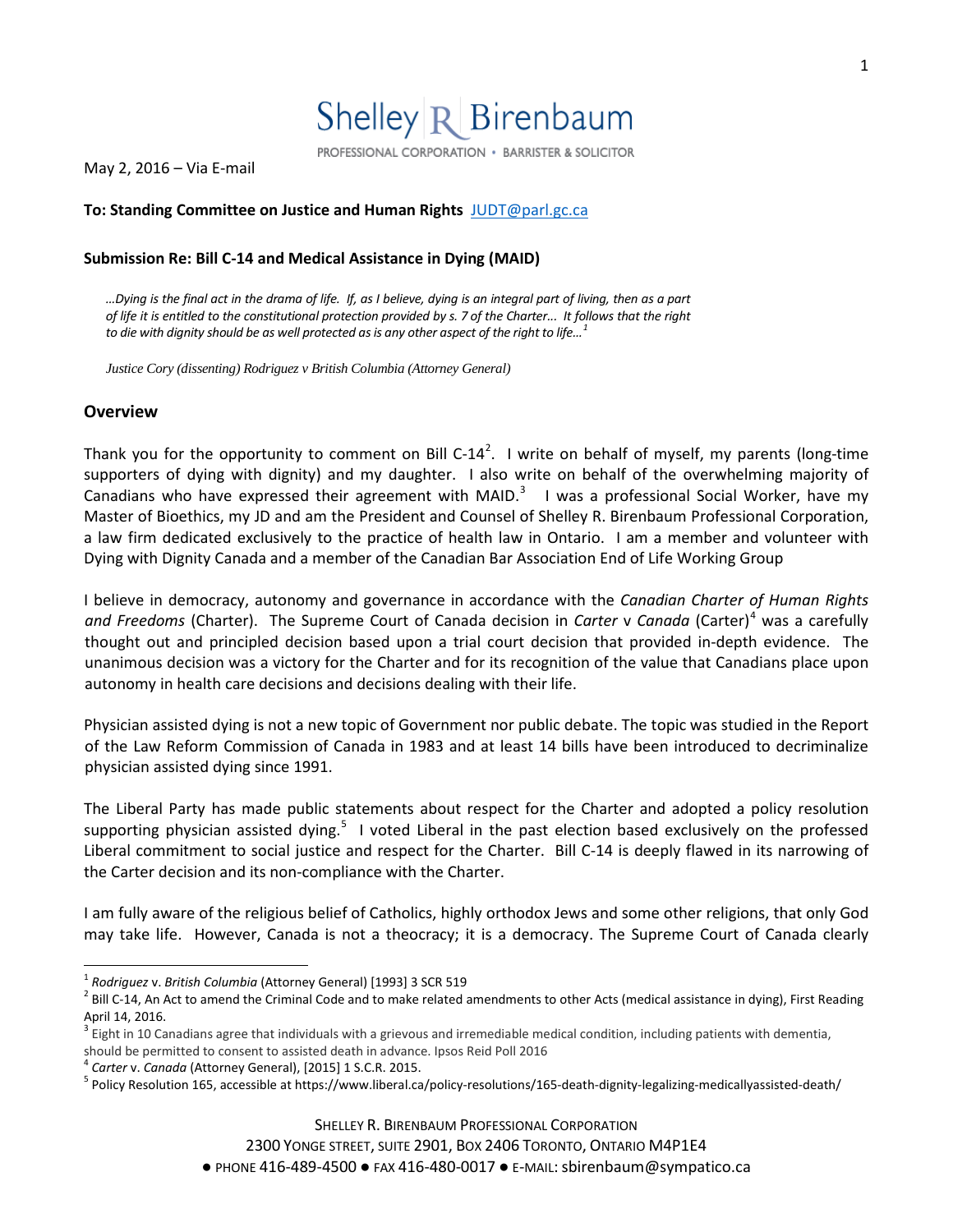Shelley R Birenbaum

PROFESSIONAL CORPORATION • BARRISTER & SOLICITOR

May 2, 2016 – Via E-mail

**To: Standing Committee on Justice and Human Rights** JUDT@parl.gc.ca

**Submission Re: Bill C-14 and Medical Assistance in Dying (MAID)**

> *…Dying is the final act in the drama of life. If, as I believe, dying is an integral part of living, then as a part of life it is entitled to the constitutional protection provided by s. 7 of the Charter… It follows that the right to die with dignity should be as well protected as is any other aspect of the right to life…*[1]
>
> *Justice Cory (dissenting) Rodriguez v British Columbia (Attorney General)*

## Overview

Thank you for the opportunity to comment on Bill C-14[2]. I write on behalf of myself, my parents (long-time supporters of dying with dignity) and my daughter. I also write on behalf of the overwhelming majority of Canadians who have expressed their agreement with MAID.[3] I was a professional Social Worker, have my Master of Bioethics, my JD and am the President and Counsel of Shelley R. Birenbaum Professional Corporation, a law firm dedicated exclusively to the practice of health law in Ontario. I am a member and volunteer with Dying with Dignity Canada and a member of the Canadian Bar Association End of Life Working Group

I believe in democracy, autonomy and governance in accordance with the *Canadian Charter of Human Rights and Freedoms* (Charter). The Supreme Court of Canada decision in *Carter* v *Canada* (Carter)[4] was a carefully thought out and principled decision based upon a trial court decision that provided in-depth evidence. The unanimous decision was a victory for the Charter and for its recognition of the value that Canadians place upon autonomy in health care decisions and decisions dealing with their life.

Physician assisted dying is not a new topic of Government nor public debate. The topic was studied in the Report of the Law Reform Commission of Canada in 1983 and at least 14 bills have been introduced to decriminalize physician assisted dying since 1991.

The Liberal Party has made public statements about respect for the Charter and adopted a policy resolution supporting physician assisted dying.[5] I voted Liberal in the past election based exclusively on the professed Liberal commitment to social justice and respect for the Charter. Bill C-14 is deeply flawed in its narrowing of the Carter decision and its non-compliance with the Charter.

I am fully aware of the religious belief of Catholics, highly orthodox Jews and some other religions, that only God may take life. However, Canada is not a theocracy; it is a democracy. The Supreme Court of Canada clearly

---

[1] *Rodriguez* v. *British Columbia* (Attorney General) [1993] 3 SCR 519

[2] Bill C-14, An Act to amend the Criminal Code and to make related amendments to other Acts (medical assistance in dying), First Reading April 14, 2016.

[3] Eight in 10 Canadians agree that individuals with a grievous and irremediable medical condition, including patients with dementia, should be permitted to consent to assisted death in advance. Ipsos Reid Poll 2016

[4] *Carter* v. *Canada* (Attorney General), [2015] 1 S.C.R. 2015.

[5] Policy Resolution 165, accessible at https://www.liberal.ca/policy-resolutions/165-death-dignity-legalizing-medicallyassisted-death/

SHELLEY R. BIRENBAUM PROFESSIONAL CORPORATION
2300 YONGE STREET, SUITE 2901, BOX 2406 TORONTO, ONTARIO M4P1E4
● PHONE 416-489-4500 ● FAX 416-480-0017 ● E-MAIL: sbirenbaum@sympatico.ca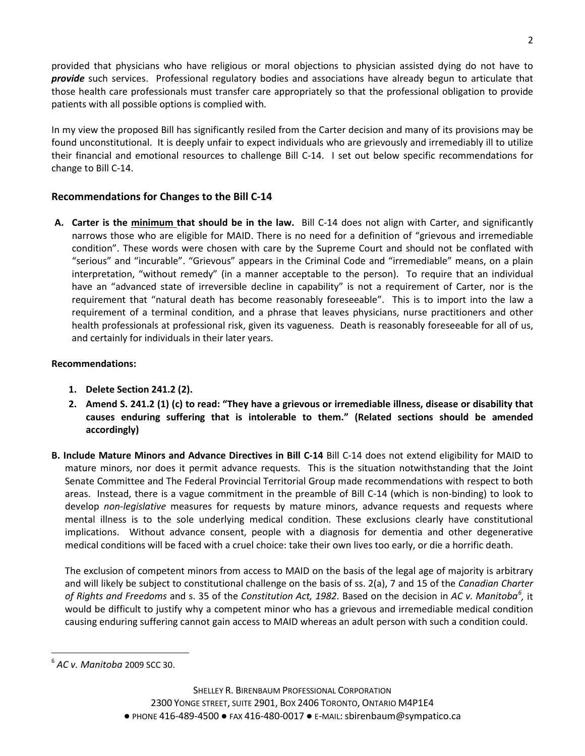provided that physicians who have religious or moral objections to physician assisted dying do not have to ***provide*** such services. Professional regulatory bodies and associations have already begun to articulate that those health care professionals must transfer care appropriately so that the professional obligation to provide patients with all possible options is complied with.

In my view the proposed Bill has significantly resiled from the Carter decision and many of its provisions may be found unconstitutional. It is deeply unfair to expect individuals who are grievously and irremediably ill to utilize their financial and emotional resources to challenge Bill C-14. I set out below specific recommendations for change to Bill C-14.

## Recommendations for Changes to the Bill C-14

**A. Carter is the <u>minimum</u> that should be in the law.** Bill C-14 does not align with Carter, and significantly narrows those who are eligible for MAID. There is no need for a definition of "grievous and irremediable condition". These words were chosen with care by the Supreme Court and should not be conflated with "serious" and "incurable". "Grievous" appears in the Criminal Code and "irremediable" means, on a plain interpretation, "without remedy" (in a manner acceptable to the person). To require that an individual have an "advanced state of irreversible decline in capability" is not a requirement of Carter, nor is the requirement that "natural death has become reasonably foreseeable". This is to import into the law a requirement of a terminal condition, and a phrase that leaves physicians, nurse practitioners and other health professionals at professional risk, given its vagueness. Death is reasonably foreseeable for all of us, and certainly for individuals in their later years.

**Recommendations:**

1. **Delete Section 241.2 (2).**
2. **Amend S. 241.2 (1) (c) to read: "They have a grievous or irremediable illness, disease or disability that causes enduring suffering that is intolerable to them." (Related sections should be amended accordingly)**

**B. Include Mature Minors and Advance Directives in Bill C-14** Bill C-14 does not extend eligibility for MAID to mature minors, nor does it permit advance requests. This is the situation notwithstanding that the Joint Senate Committee and The Federal Provincial Territorial Group made recommendations with respect to both areas. Instead, there is a vague commitment in the preamble of Bill C-14 (which is non-binding) to look to develop *non-legislative* measures for requests by mature minors, advance requests and requests where mental illness is to the sole underlying medical condition. These exclusions clearly have constitutional implications. Without advance consent, people with a diagnosis for dementia and other degenerative medical conditions will be faced with a cruel choice: take their own lives too early, or die a horrific death.

The exclusion of competent minors from access to MAID on the basis of the legal age of majority is arbitrary and will likely be subject to constitutional challenge on the basis of ss. 2(a), 7 and 15 of the *Canadian Charter of Rights and Freedoms* and s. 35 of the *Constitution Act, 1982*. Based on the decision in *AC v. Manitoba*[6], it would be difficult to justify why a competent minor who has a grievous and irremediable medical condition causing enduring suffering cannot gain access to MAID whereas an adult person with such a condition could.

---

[6] *AC v. Manitoba* 2009 SCC 30.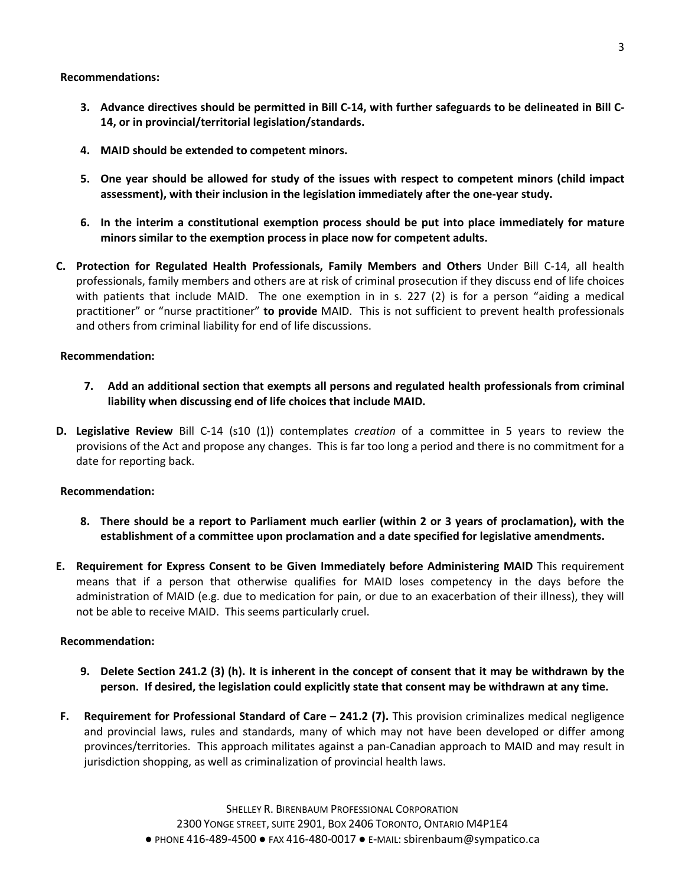**Recommendations:**

3. **Advance directives should be permitted in Bill C-14, with further safeguards to be delineated in Bill C-14, or in provincial/territorial legislation/standards.**

4. **MAID should be extended to competent minors.**

5. **One year should be allowed for study of the issues with respect to competent minors (child impact assessment), with their inclusion in the legislation immediately after the one-year study.**

6. **In the interim a constitutional exemption process should be put into place immediately for mature minors similar to the exemption process in place now for competent adults.**

**C. Protection for Regulated Health Professionals, Family Members and Others** Under Bill C-14, all health professionals, family members and others are at risk of criminal prosecution if they discuss end of life choices with patients that include MAID. The one exemption in in s. 227 (2) is for a person "aiding a medical practitioner" or "nurse practitioner" **to provide** MAID. This is not sufficient to prevent health professionals and others from criminal liability for end of life discussions.

**Recommendation:**

7. **Add an additional section that exempts all persons and regulated health professionals from criminal liability when discussing end of life choices that include MAID.**

**D. Legislative Review** Bill C-14 (s10 (1)) contemplates *creation* of a committee in 5 years to review the provisions of the Act and propose any changes. This is far too long a period and there is no commitment for a date for reporting back.

**Recommendation:**

8. **There should be a report to Parliament much earlier (within 2 or 3 years of proclamation), with the establishment of a committee upon proclamation and a date specified for legislative amendments.**

**E. Requirement for Express Consent to be Given Immediately before Administering MAID** This requirement means that if a person that otherwise qualifies for MAID loses competency in the days before the administration of MAID (e.g. due to medication for pain, or due to an exacerbation of their illness), they will not be able to receive MAID. This seems particularly cruel.

**Recommendation:**

9. **Delete Section 241.2 (3) (h). It is inherent in the concept of consent that it may be withdrawn by the person. If desired, the legislation could explicitly state that consent may be withdrawn at any time.**

**F. Requirement for Professional Standard of Care – 241.2 (7).** This provision criminalizes medical negligence and provincial laws, rules and standards, many of which may not have been developed or differ among provinces/territories. This approach militates against a pan-Canadian approach to MAID and may result in jurisdiction shopping, as well as criminalization of provincial health laws.

SHELLEY R. BIRENBAUM PROFESSIONAL CORPORATION
2300 YONGE STREET, SUITE 2901, BOX 2406 TORONTO, ONTARIO M4P1E4
● PHONE 416-489-4500 ● FAX 416-480-0017 ● E-MAIL: sbirenbaum@sympatico.ca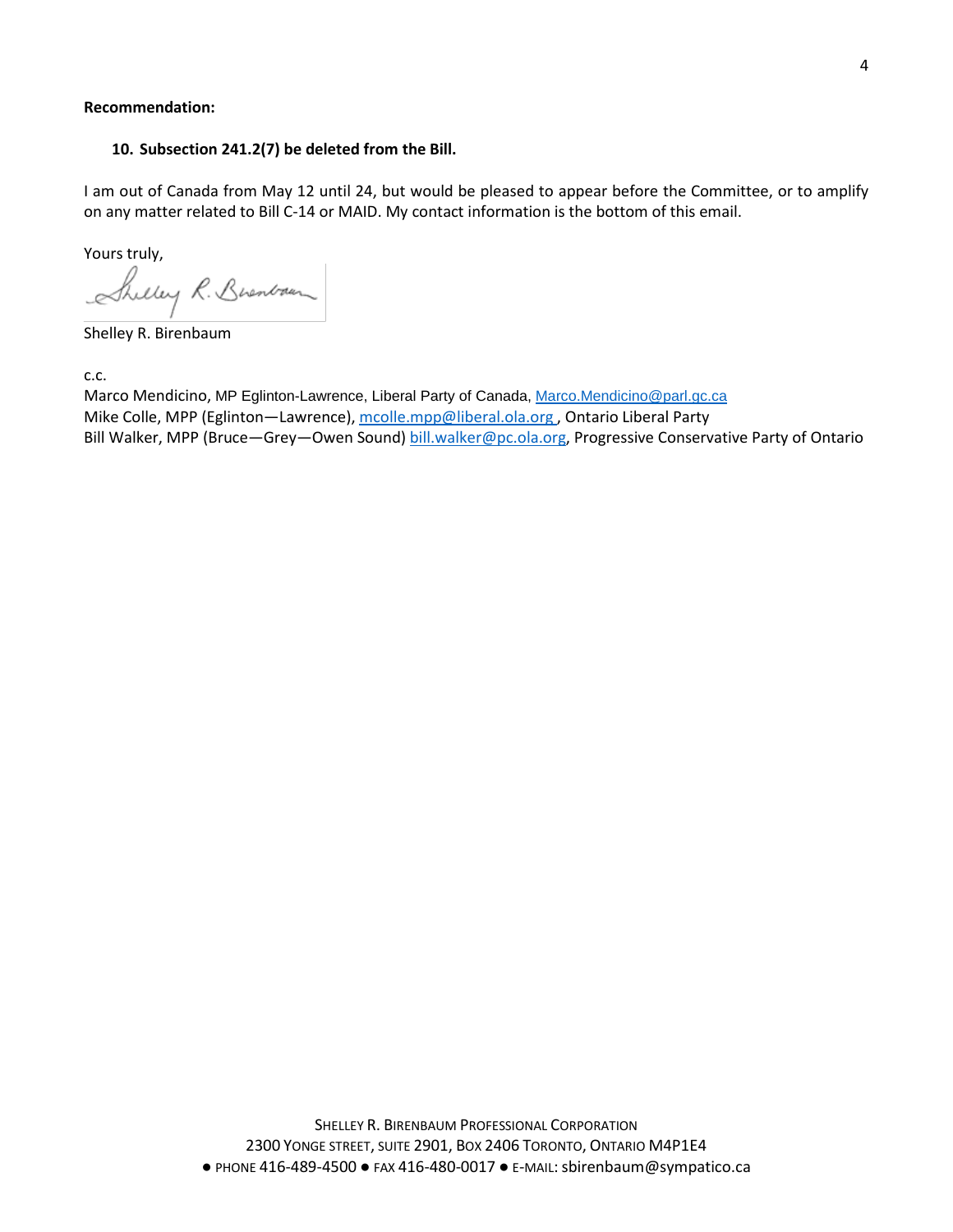**Recommendation:**

10. **Subsection 241.2(7) be deleted from the Bill.**

I am out of Canada from May 12 until 24, but would be pleased to appear before the Committee, or to amplify on any matter related to Bill C-14 or MAID. My contact information is the bottom of this email.

Yours truly,

Shelley R. Birenbaum

c.c.
Marco Mendicino, MP Eglinton-Lawrence, Liberal Party of Canada, Marco.Mendicino@parl.gc.ca
Mike Colle, MPP (Eglinton—Lawrence), mcolle.mpp@liberal.ola.org , Ontario Liberal Party
Bill Walker, MPP (Bruce—Grey—Owen Sound) bill.walker@pc.ola.org, Progressive Conservative Party of Ontario

SHELLEY R. BIRENBAUM PROFESSIONAL CORPORATION
2300 YONGE STREET, SUITE 2901, BOX 2406 TORONTO, ONTARIO M4P1E4
● PHONE 416-489-4500 ● FAX 416-480-0017 ● E-MAIL: sbirenbaum@sympatico.ca